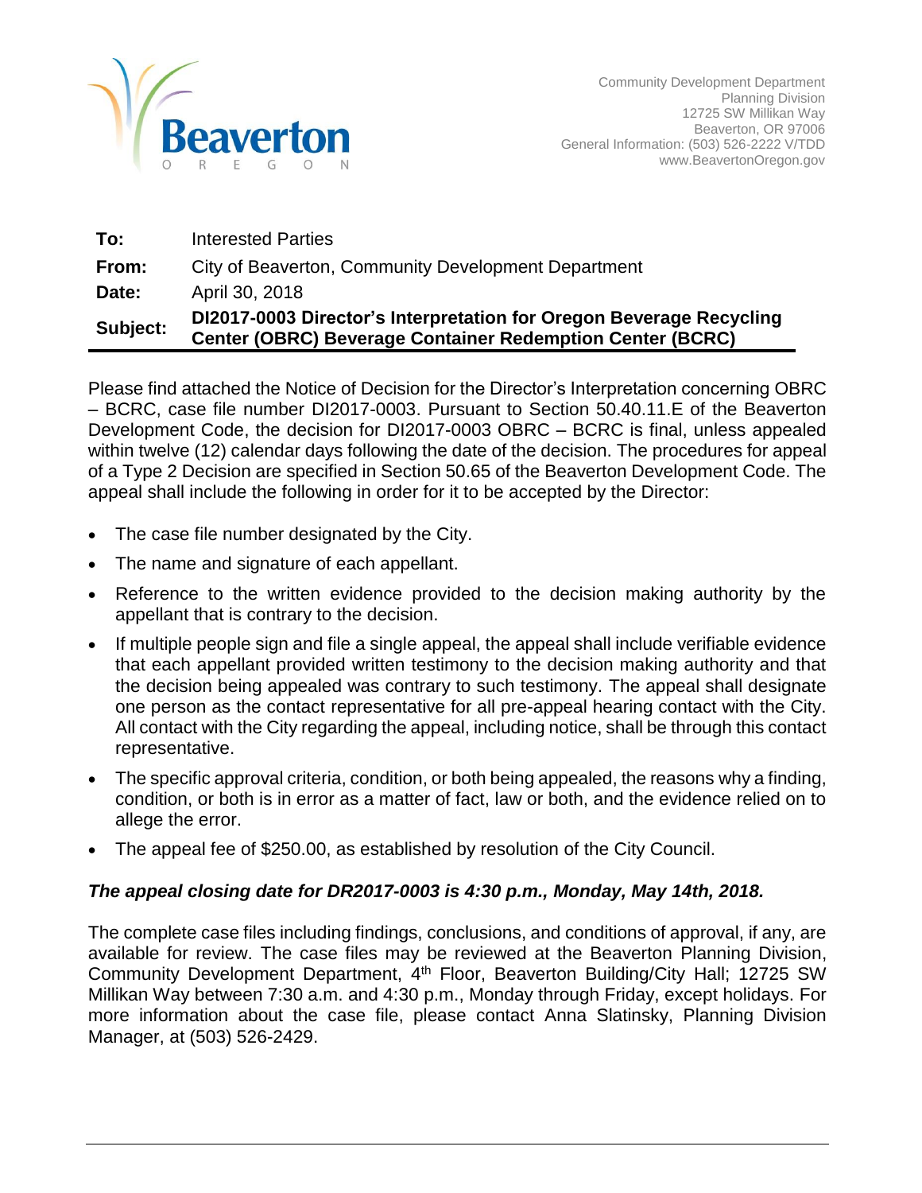Community Development Department
Planning Division
12725 SW Millikan Way
Beaverton, OR 97006
General Information: (503) 526-2222 V/TDD
www.BeavertonOregon.gov

| | |
|---|---|
| **To:** | Interested Parties |
| **From:** | City of Beaverton, Community Development Department |
| **Date:** | April 30, 2018 |
| **Subject:** | **DI2017-0003 Director's Interpretation for Oregon Beverage Recycling Center (OBRC) Beverage Container Redemption Center (BCRC)** |

Please find attached the Notice of Decision for the Director's Interpretation concerning OBRC – BCRC, case file number DI2017-0003. Pursuant to Section 50.40.11.E of the Beaverton Development Code, the decision for DI2017-0003 OBRC – BCRC is final, unless appealed within twelve (12) calendar days following the date of the decision. The procedures for appeal of a Type 2 Decision are specified in Section 50.65 of the Beaverton Development Code. The appeal shall include the following in order for it to be accepted by the Director:

- The case file number designated by the City.
- The name and signature of each appellant.
- Reference to the written evidence provided to the decision making authority by the appellant that is contrary to the decision.
- If multiple people sign and file a single appeal, the appeal shall include verifiable evidence that each appellant provided written testimony to the decision making authority and that the decision being appealed was contrary to such testimony. The appeal shall designate one person as the contact representative for all pre-appeal hearing contact with the City. All contact with the City regarding the appeal, including notice, shall be through this contact representative.
- The specific approval criteria, condition, or both being appealed, the reasons why a finding, condition, or both is in error as a matter of fact, law or both, and the evidence relied on to allege the error.
- The appeal fee of $250.00, as established by resolution of the City Council.

***The appeal closing date for DR2017-0003 is 4:30 p.m., Monday, May 14th, 2018.***

The complete case files including findings, conclusions, and conditions of approval, if any, are available for review. The case files may be reviewed at the Beaverton Planning Division, Community Development Department, 4th Floor, Beaverton Building/City Hall; 12725 SW Millikan Way between 7:30 a.m. and 4:30 p.m., Monday through Friday, except holidays. For more information about the case file, please contact Anna Slatinsky, Planning Division Manager, at (503) 526-2429.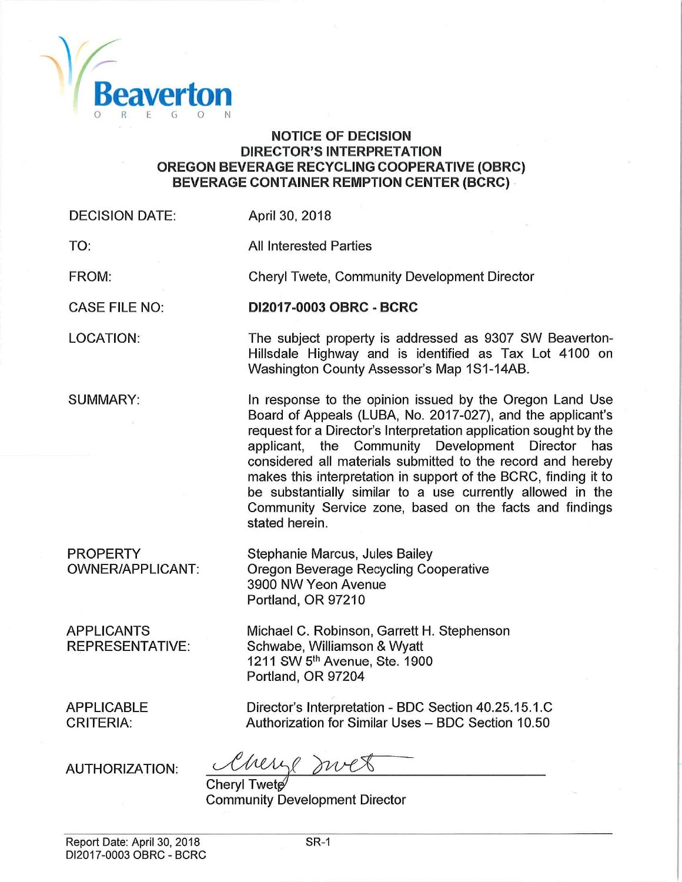Beaverton
OREGON

# NOTICE OF DECISION
## DIRECTOR'S INTERPRETATION
## OREGON BEVERAGE RECYCLING COOPERATIVE (OBRC)
## BEVERAGE CONTAINER REMPTION CENTER (BCRC)

| | |
|---|---|
| DECISION DATE: | April 30, 2018 |
| TO: | All Interested Parties |
| FROM: | Cheryl Twete, Community Development Director |
| CASE FILE NO: | **DI2017-0003 OBRC - BCRC** |
| LOCATION: | The subject property is addressed as 9307 SW Beaverton-Hillsdale Highway and is identified as Tax Lot 4100 on Washington County Assessor's Map 1S1-14AB. |
| SUMMARY: | In response to the opinion issued by the Oregon Land Use Board of Appeals (LUBA, No. 2017-027), and the applicant's request for a Director's Interpretation application sought by the applicant, the Community Development Director has considered all materials submitted to the record and hereby makes this interpretation in support of the BCRC, finding it to be substantially similar to a use currently allowed in the Community Service zone, based on the facts and findings stated herein. |
| PROPERTY OWNER/APPLICANT: | Stephanie Marcus, Jules Bailey<br>Oregon Beverage Recycling Cooperative<br>3900 NW Yeon Avenue<br>Portland, OR 97210 |
| APPLICANTS REPRESENTATIVE: | Michael C. Robinson, Garrett H. Stephenson<br>Schwabe, Williamson & Wyatt<br>1211 SW 5th Avenue, Ste. 1900<br>Portland, OR 97204 |
| APPLICABLE CRITERIA: | Director's Interpretation - BDC Section 40.25.15.1.C<br>Authorization for Similar Uses – BDC Section 10.50 |

AUTHORIZATION: Cheryl Twete (signature)

Cheryl Twete
Community Development Director

Report Date: April 30, 2018
DI2017-0003 OBRC - BCRC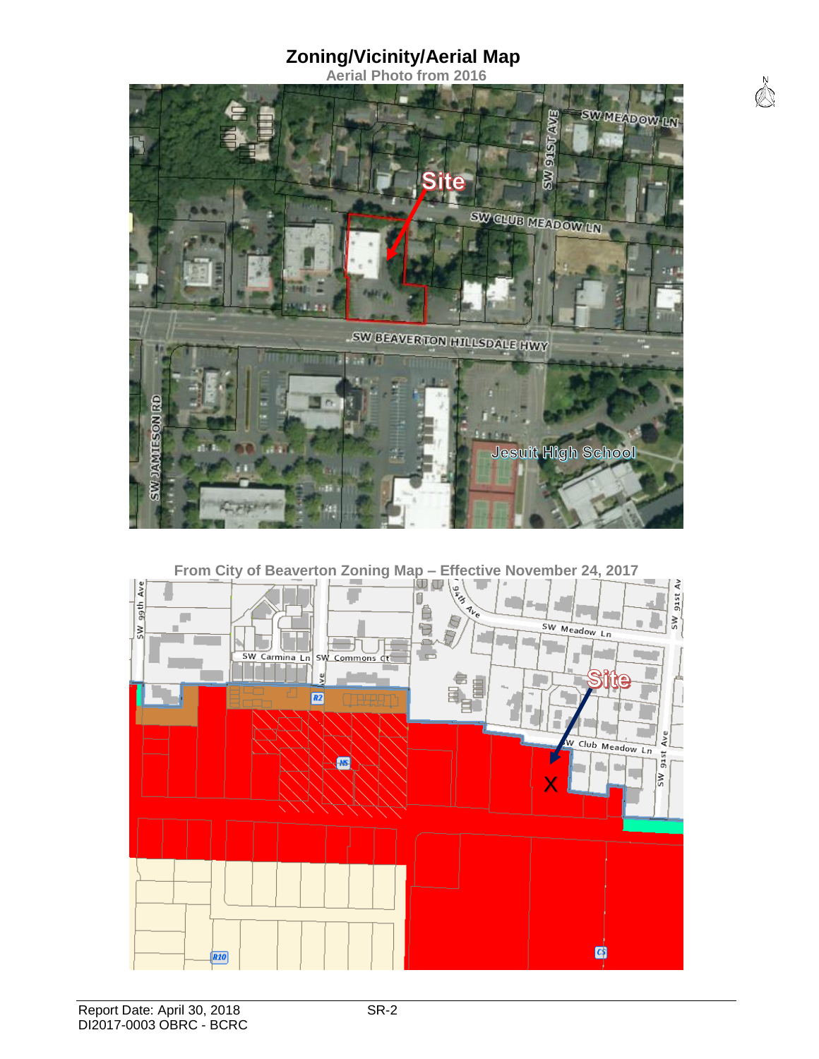# Zoning/Vicinity/Aerial Map

**Aerial Photo from 2016**

Site

SW MEADOW LN

SW 91ST AVE

SW CLUB MEADOW LN

SW BEAVERTON HILLSDALE HWY

SW JAMIESON RD

Jesuit High School

**From City of Beaverton Zoning Map – Effective November 24, 2017**

SW 99th Ave

SW Carmina Ln

SW Commons Ct

SW 94th Ave

SW Meadow Ln

SW 91st Ave

Site

SW Club Meadow Ln

R2

NS

R10

CS

X

Report Date: April 30, 2018
DI2017-0003 OBRC - BCRC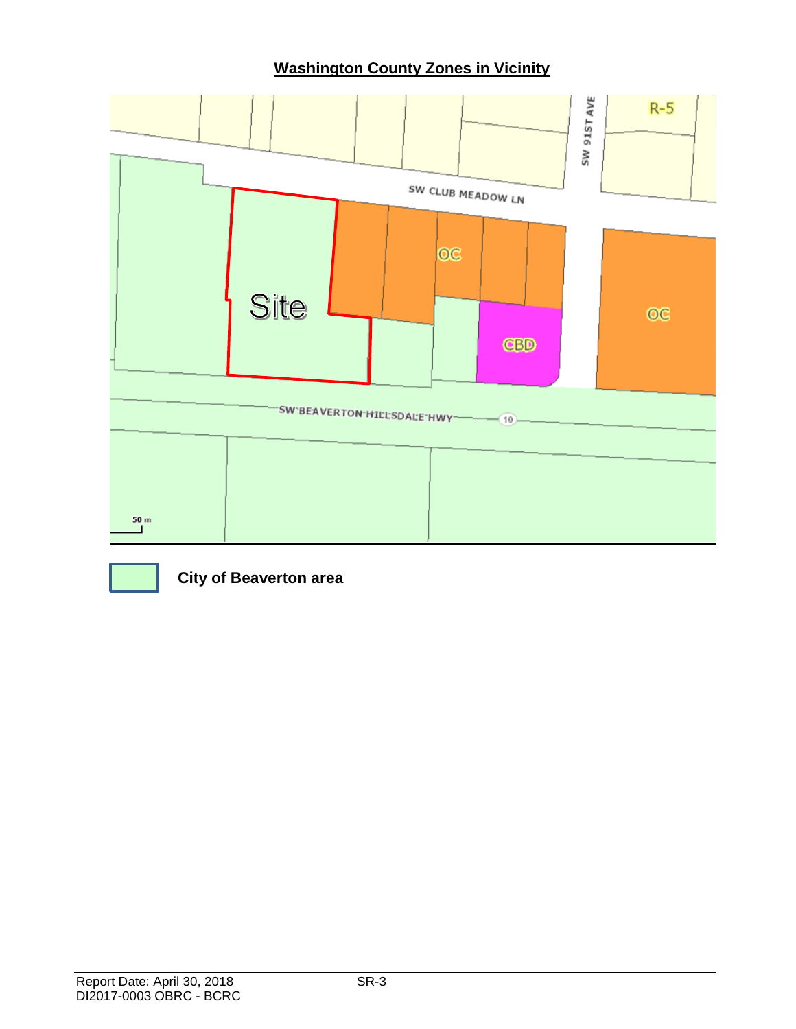## Washington County Zones in Vicinity

City of Beaverton area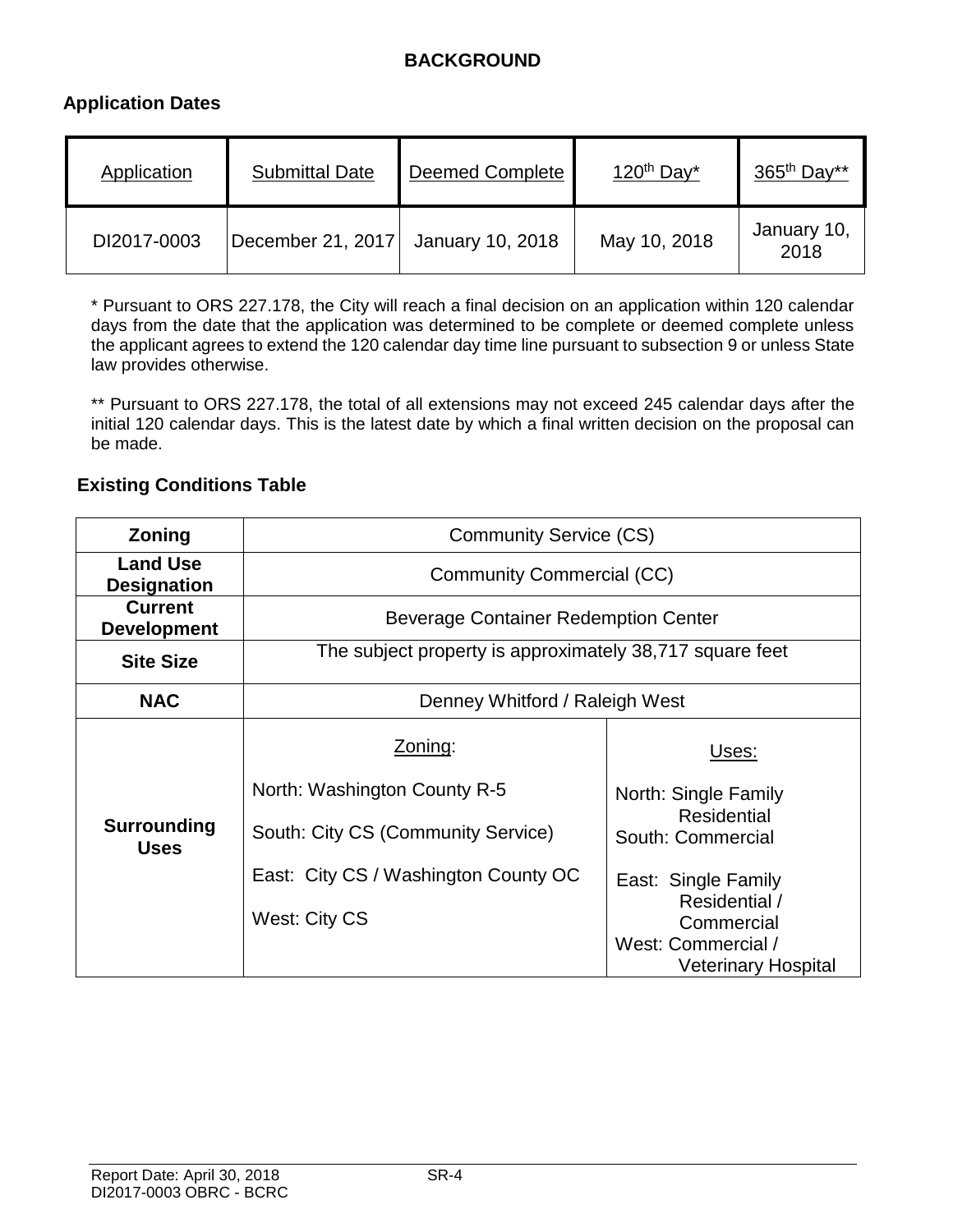## BACKGROUND

### Application Dates

| Application | Submittal Date | Deemed Complete | 120th Day* | 365th Day** |
|---|---|---|---|---|
| DI2017-0003 | December 21, 2017 | January 10, 2018 | May 10, 2018 | January 10, 2018 |

\* Pursuant to ORS 227.178, the City will reach a final decision on an application within 120 calendar days from the date that the application was determined to be complete or deemed complete unless the applicant agrees to extend the 120 calendar day time line pursuant to subsection 9 or unless State law provides otherwise.

** Pursuant to ORS 227.178, the total of all extensions may not exceed 245 calendar days after the initial 120 calendar days. This is the latest date by which a final written decision on the proposal can be made.

### Existing Conditions Table

| | | |
|---|---|---|
| **Zoning** | Community Service (CS) | |
| **Land Use Designation** | Community Commercial (CC) | |
| **Current Development** | Beverage Container Redemption Center | |
| **Site Size** | The subject property is approximately 38,717 square feet | |
| **NAC** | Denney Whitford / Raleigh West | |
| **Surrounding Uses** | Zoning:<br>North: Washington County R-5<br>South: City CS (Community Service)<br>East: City CS / Washington County OC<br>West: City CS | Uses:<br>North: Single Family Residential<br>South: Commercial<br>East: Single Family Residential / Commercial<br>West: Commercial / Veterinary Hospital |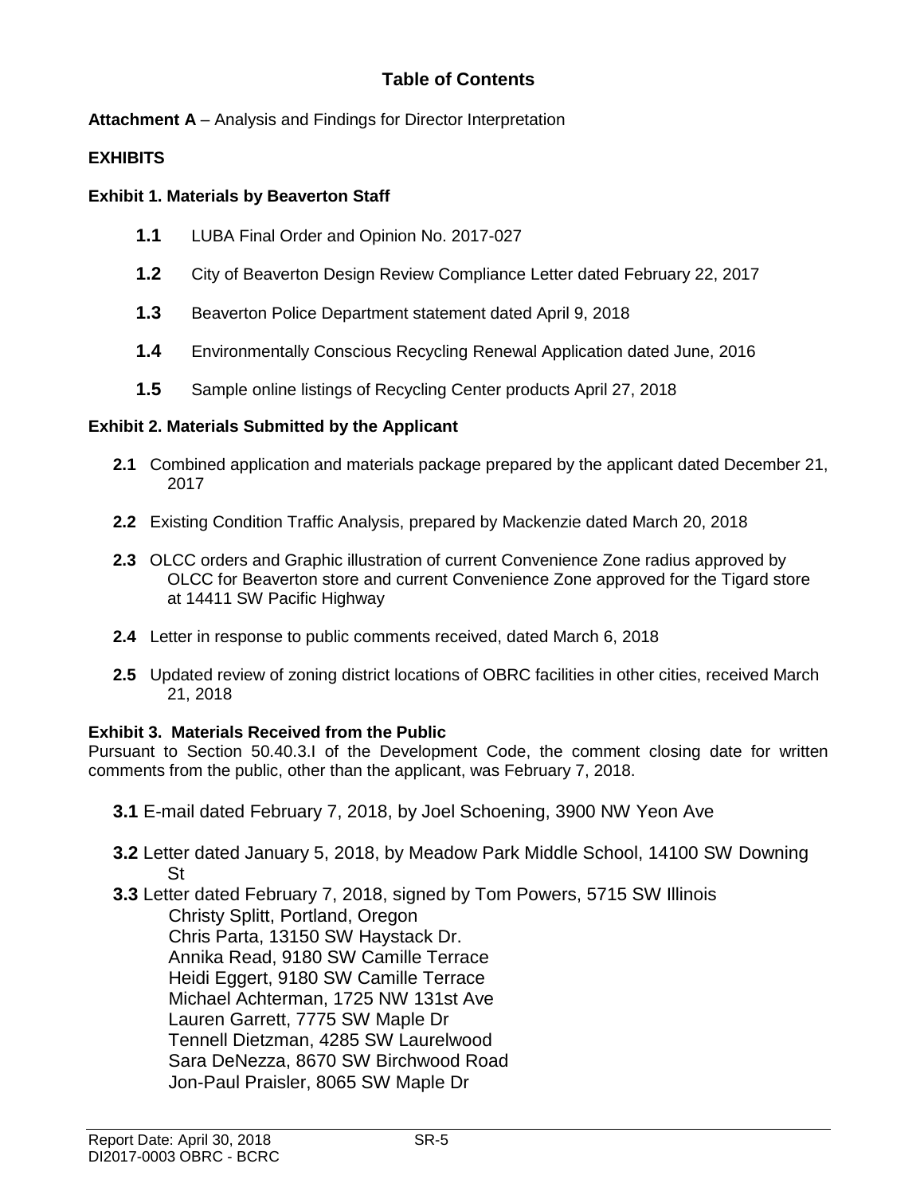# Table of Contents

**Attachment A** – Analysis and Findings for Director Interpretation

## EXHIBITS

### Exhibit 1. Materials by Beaverton Staff

- **1.1** LUBA Final Order and Opinion No. 2017-027
- **1.2** City of Beaverton Design Review Compliance Letter dated February 22, 2017
- **1.3** Beaverton Police Department statement dated April 9, 2018
- **1.4** Environmentally Conscious Recycling Renewal Application dated June, 2016
- **1.5** Sample online listings of Recycling Center products April 27, 2018

### Exhibit 2. Materials Submitted by the Applicant

- **2.1** Combined application and materials package prepared by the applicant dated December 21, 2017
- **2.2** Existing Condition Traffic Analysis, prepared by Mackenzie dated March 20, 2018
- **2.3** OLCC orders and Graphic illustration of current Convenience Zone radius approved by OLCC for Beaverton store and current Convenience Zone approved for the Tigard store at 14411 SW Pacific Highway
- **2.4** Letter in response to public comments received, dated March 6, 2018
- **2.5** Updated review of zoning district locations of OBRC facilities in other cities, received March 21, 2018

### Exhibit 3. Materials Received from the Public

Pursuant to Section 50.40.3.I of the Development Code, the comment closing date for written comments from the public, other than the applicant, was February 7, 2018.

- **3.1** E-mail dated February 7, 2018, by Joel Schoening, 3900 NW Yeon Ave
- **3.2** Letter dated January 5, 2018, by Meadow Park Middle School, 14100 SW Downing St
- **3.3** Letter dated February 7, 2018, signed by Tom Powers, 5715 SW Illinois
  - Christy Splitt, Portland, Oregon
  - Chris Parta, 13150 SW Haystack Dr.
  - Annika Read, 9180 SW Camille Terrace
  - Heidi Eggert, 9180 SW Camille Terrace
  - Michael Achterman, 1725 NW 131st Ave
  - Lauren Garrett, 7775 SW Maple Dr
  - Tennell Dietzman, 4285 SW Laurelwood
  - Sara DeNezza, 8670 SW Birchwood Road
  - Jon-Paul Praisler, 8065 SW Maple Dr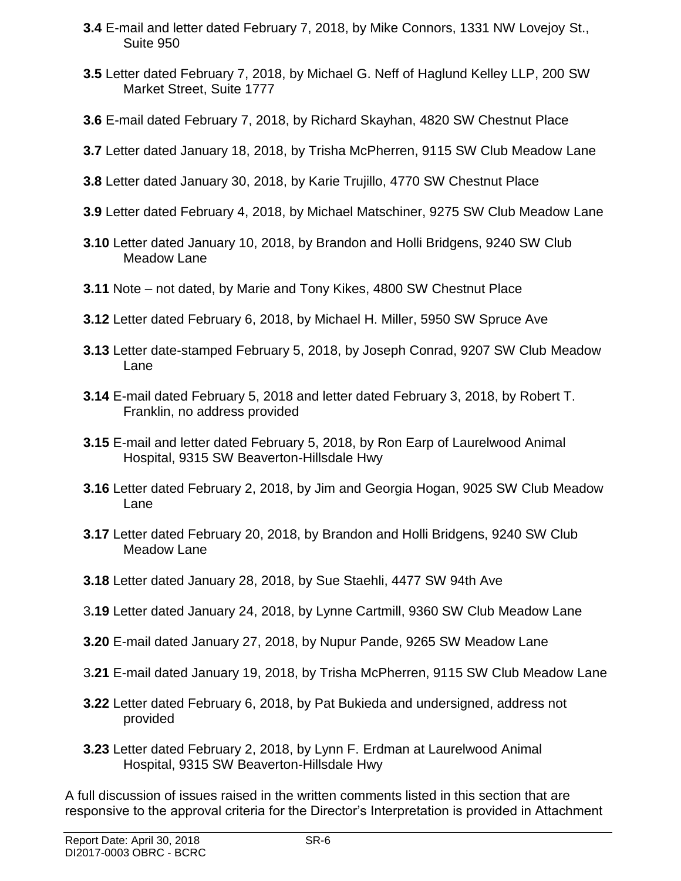**3.4** E-mail and letter dated February 7, 2018, by Mike Connors, 1331 NW Lovejoy St., Suite 950

**3.5** Letter dated February 7, 2018, by Michael G. Neff of Haglund Kelley LLP, 200 SW Market Street, Suite 1777

**3.6** E-mail dated February 7, 2018, by Richard Skayhan, 4820 SW Chestnut Place

**3.7** Letter dated January 18, 2018, by Trisha McPherren, 9115 SW Club Meadow Lane

**3.8** Letter dated January 30, 2018, by Karie Trujillo, 4770 SW Chestnut Place

**3.9** Letter dated February 4, 2018, by Michael Matschiner, 9275 SW Club Meadow Lane

**3.10** Letter dated January 10, 2018, by Brandon and Holli Bridgens, 9240 SW Club Meadow Lane

**3.11** Note – not dated, by Marie and Tony Kikes, 4800 SW Chestnut Place

**3.12** Letter dated February 6, 2018, by Michael H. Miller, 5950 SW Spruce Ave

**3.13** Letter date-stamped February 5, 2018, by Joseph Conrad, 9207 SW Club Meadow Lane

**3.14** E-mail dated February 5, 2018 and letter dated February 3, 2018, by Robert T. Franklin, no address provided

**3.15** E-mail and letter dated February 5, 2018, by Ron Earp of Laurelwood Animal Hospital, 9315 SW Beaverton-Hillsdale Hwy

**3.16** Letter dated February 2, 2018, by Jim and Georgia Hogan, 9025 SW Club Meadow Lane

**3.17** Letter dated February 20, 2018, by Brandon and Holli Bridgens, 9240 SW Club Meadow Lane

**3.18** Letter dated January 28, 2018, by Sue Staehli, 4477 SW 94th Ave

3**.19** Letter dated January 24, 2018, by Lynne Cartmill, 9360 SW Club Meadow Lane

**3.20** E-mail dated January 27, 2018, by Nupur Pande, 9265 SW Meadow Lane

3**.21** E-mail dated January 19, 2018, by Trisha McPherren, 9115 SW Club Meadow Lane

**3.22** Letter dated February 6, 2018, by Pat Bukieda and undersigned, address not provided

**3.23** Letter dated February 2, 2018, by Lynn F. Erdman at Laurelwood Animal Hospital, 9315 SW Beaverton-Hillsdale Hwy

A full discussion of issues raised in the written comments listed in this section that are responsive to the approval criteria for the Director's Interpretation is provided in Attachment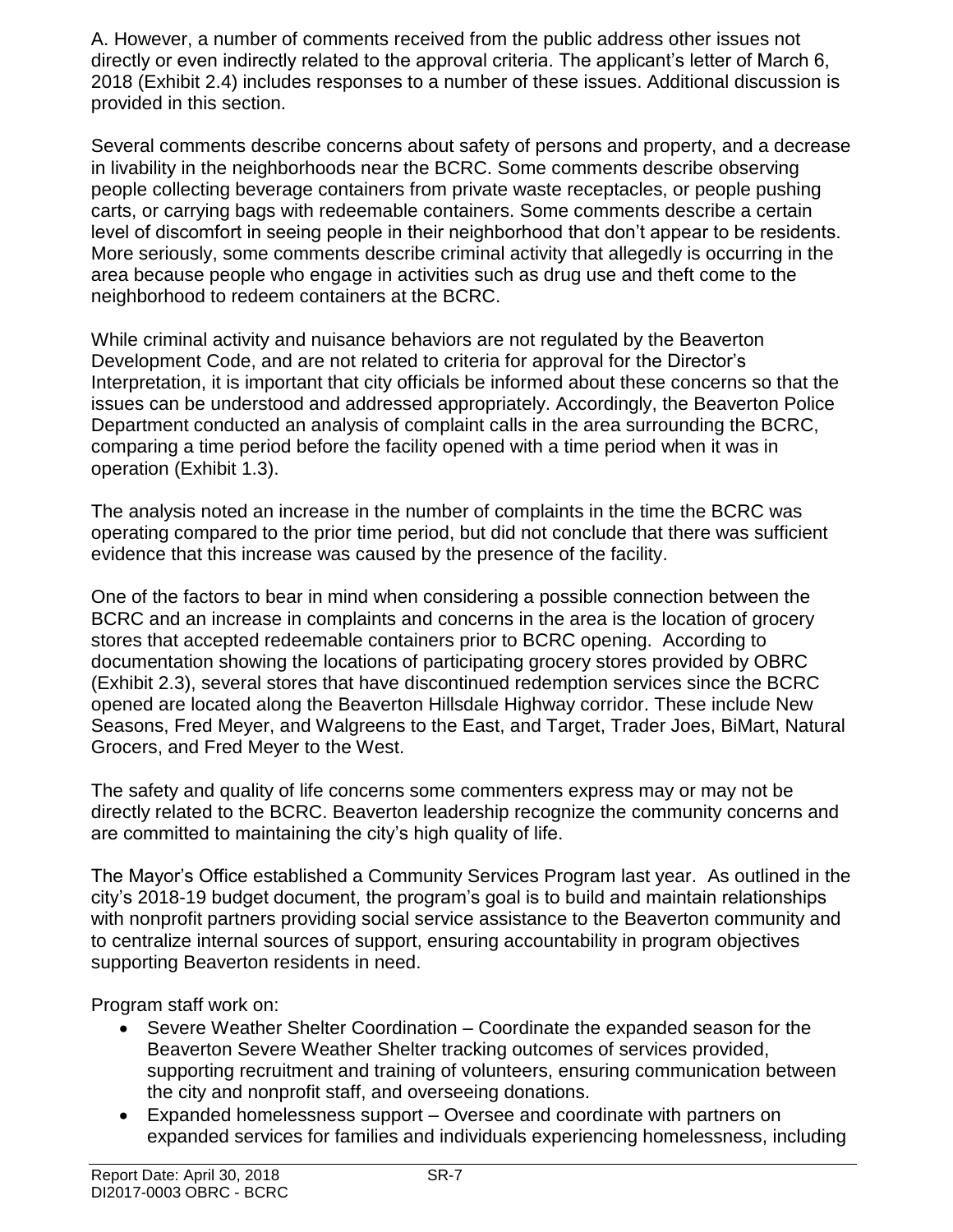A. However, a number of comments received from the public address other issues not directly or even indirectly related to the approval criteria. The applicant's letter of March 6, 2018 (Exhibit 2.4) includes responses to a number of these issues. Additional discussion is provided in this section.

Several comments describe concerns about safety of persons and property, and a decrease in livability in the neighborhoods near the BCRC. Some comments describe observing people collecting beverage containers from private waste receptacles, or people pushing carts, or carrying bags with redeemable containers. Some comments describe a certain level of discomfort in seeing people in their neighborhood that don't appear to be residents. More seriously, some comments describe criminal activity that allegedly is occurring in the area because people who engage in activities such as drug use and theft come to the neighborhood to redeem containers at the BCRC.

While criminal activity and nuisance behaviors are not regulated by the Beaverton Development Code, and are not related to criteria for approval for the Director's Interpretation, it is important that city officials be informed about these concerns so that the issues can be understood and addressed appropriately. Accordingly, the Beaverton Police Department conducted an analysis of complaint calls in the area surrounding the BCRC, comparing a time period before the facility opened with a time period when it was in operation (Exhibit 1.3).

The analysis noted an increase in the number of complaints in the time the BCRC was operating compared to the prior time period, but did not conclude that there was sufficient evidence that this increase was caused by the presence of the facility.

One of the factors to bear in mind when considering a possible connection between the BCRC and an increase in complaints and concerns in the area is the location of grocery stores that accepted redeemable containers prior to BCRC opening. According to documentation showing the locations of participating grocery stores provided by OBRC (Exhibit 2.3), several stores that have discontinued redemption services since the BCRC opened are located along the Beaverton Hillsdale Highway corridor. These include New Seasons, Fred Meyer, and Walgreens to the East, and Target, Trader Joes, BiMart, Natural Grocers, and Fred Meyer to the West.

The safety and quality of life concerns some commenters express may or may not be directly related to the BCRC. Beaverton leadership recognize the community concerns and are committed to maintaining the city's high quality of life.

The Mayor's Office established a Community Services Program last year. As outlined in the city's 2018-19 budget document, the program's goal is to build and maintain relationships with nonprofit partners providing social service assistance to the Beaverton community and to centralize internal sources of support, ensuring accountability in program objectives supporting Beaverton residents in need.

Program staff work on:

- Severe Weather Shelter Coordination – Coordinate the expanded season for the Beaverton Severe Weather Shelter tracking outcomes of services provided, supporting recruitment and training of volunteers, ensuring communication between the city and nonprofit staff, and overseeing donations.
- Expanded homelessness support – Oversee and coordinate with partners on expanded services for families and individuals experiencing homelessness, including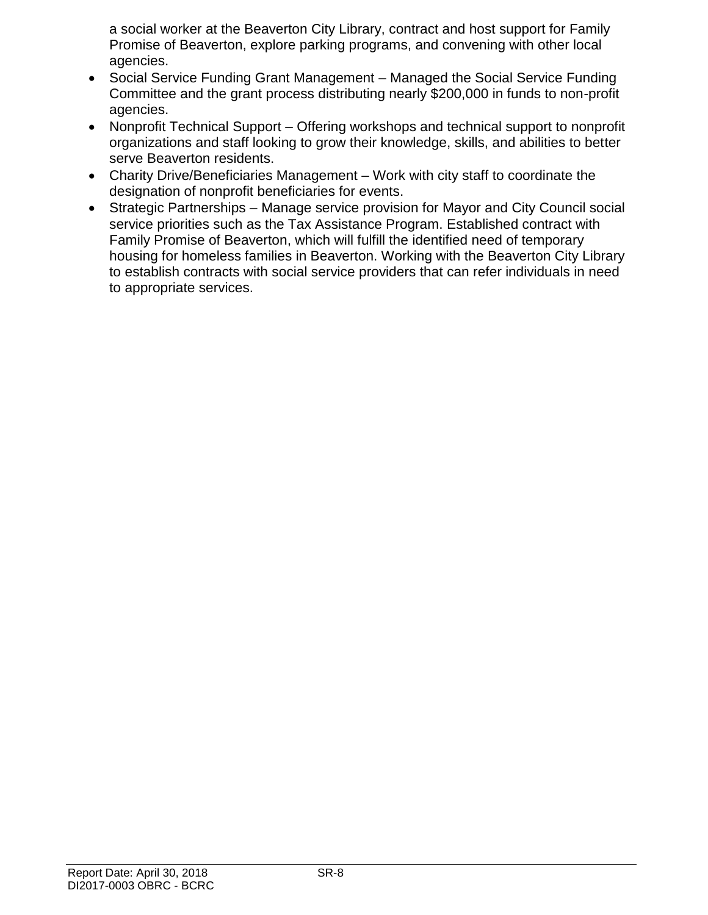a social worker at the Beaverton City Library, contract and host support for Family Promise of Beaverton, explore parking programs, and convening with other local agencies.

- Social Service Funding Grant Management – Managed the Social Service Funding Committee and the grant process distributing nearly $200,000 in funds to non-profit agencies.
- Nonprofit Technical Support – Offering workshops and technical support to nonprofit organizations and staff looking to grow their knowledge, skills, and abilities to better serve Beaverton residents.
- Charity Drive/Beneficiaries Management – Work with city staff to coordinate the designation of nonprofit beneficiaries for events.
- Strategic Partnerships – Manage service provision for Mayor and City Council social service priorities such as the Tax Assistance Program. Established contract with Family Promise of Beaverton, which will fulfill the identified need of temporary housing for homeless families in Beaverton. Working with the Beaverton City Library to establish contracts with social service providers that can refer individuals in need to appropriate services.